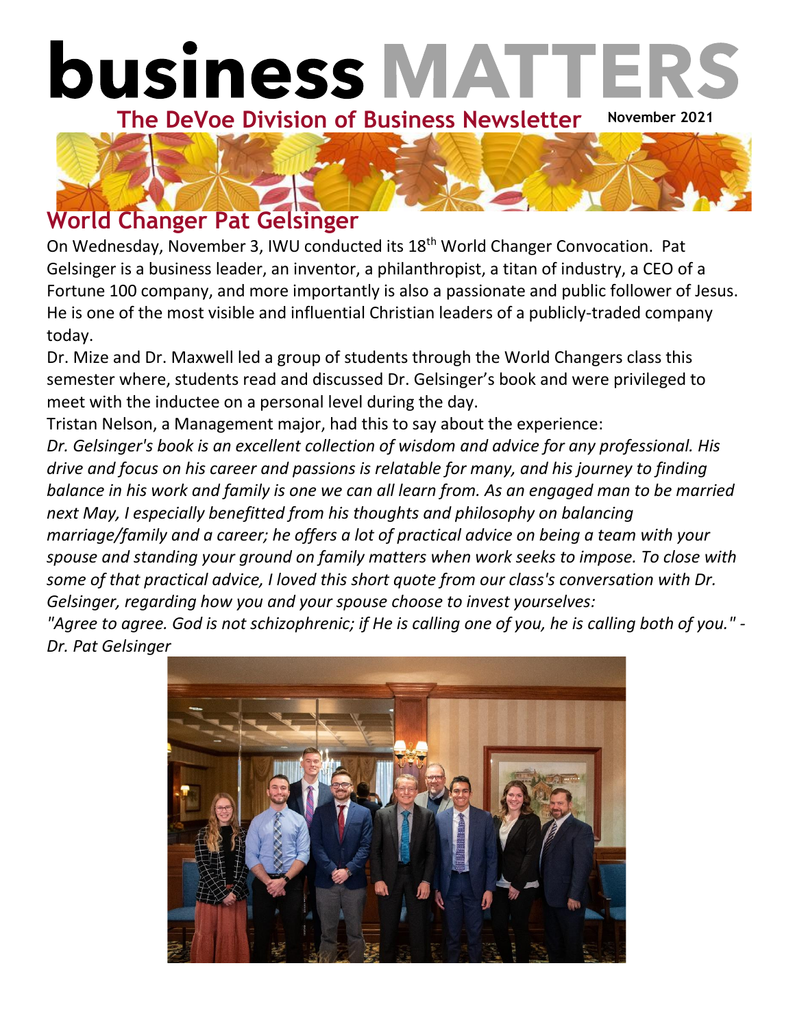# business MATTERS

**The DeVoe Division of Business Newsletter** **November 2021**

## World Changer Pat Gelsinger

On Wednesday, November 3, IWU conducted its 18th World Changer Convocation. Pat Gelsinger is a business leader, an inventor, a philanthropist, a titan of industry, a CEO of a Fortune 100 company, and more importantly is also a passionate and public follower of Jesus. He is one of the most visible and influential Christian leaders of a publicly-traded company today.

Dr. Mize and Dr. Maxwell led a group of students through the World Changers class this semester where, students read and discussed Dr. Gelsinger's book and were privileged to meet with the inductee on a personal level during the day.

Tristan Nelson, a Management major, had this to say about the experience:

*Dr. Gelsinger's book is an excellent collection of wisdom and advice for any professional. His drive and focus on his career and passions is relatable for many, and his journey to finding balance in his work and family is one we can all learn from. As an engaged man to be married next May, I especially benefitted from his thoughts and philosophy on balancing marriage/family and a career; he offers a lot of practical advice on being a team with your spouse and standing your ground on family matters when work seeks to impose. To close with some of that practical advice, I loved this short quote from our class's conversation with Dr. Gelsinger, regarding how you and your spouse choose to invest yourselves:*

*"Agree to agree. God is not schizophrenic; if He is calling one of you, he is calling both of you." - Dr. Pat Gelsinger*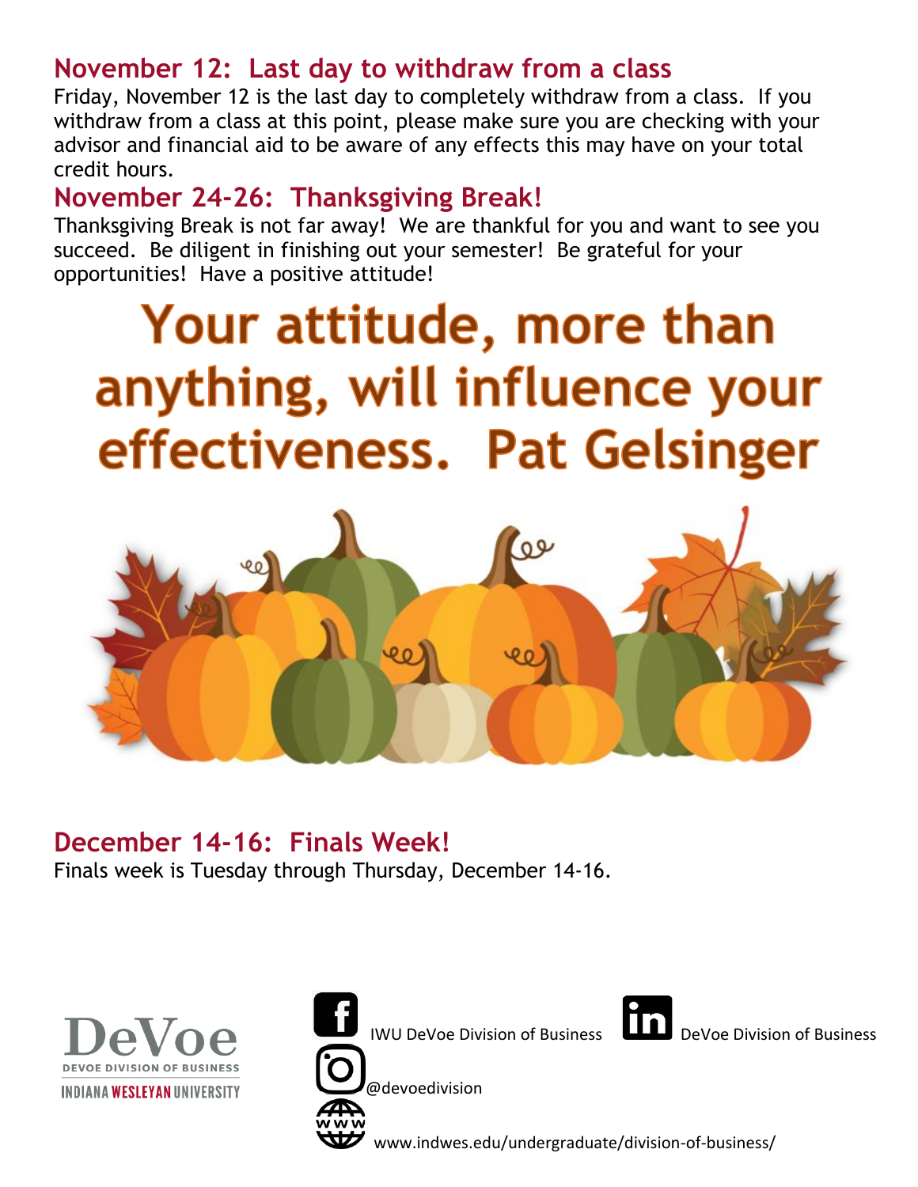## November 12: Last day to withdraw from a class

Friday, November 12 is the last day to completely withdraw from a class. If you withdraw from a class at this point, please make sure you are checking with your advisor and financial aid to be aware of any effects this may have on your total credit hours.

## November 24-26: Thanksgiving Break!

Thanksgiving Break is not far away! We are thankful for you and want to see you succeed. Be diligent in finishing out your semester! Be grateful for your opportunities! Have a positive attitude!

# Your attitude, more than anything, will influence your effectiveness. Pat Gelsinger

## December 14-16: Finals Week!

Finals week is Tuesday through Thursday, December 14-16.

DeVoe
DEVOE DIVISION OF BUSINESS
INDIANA WESLEYAN UNIVERSITY

IWU DeVoe Division of Business

DeVoe Division of Business

@devoedivision

www.indwes.edu/undergraduate/division-of-business/